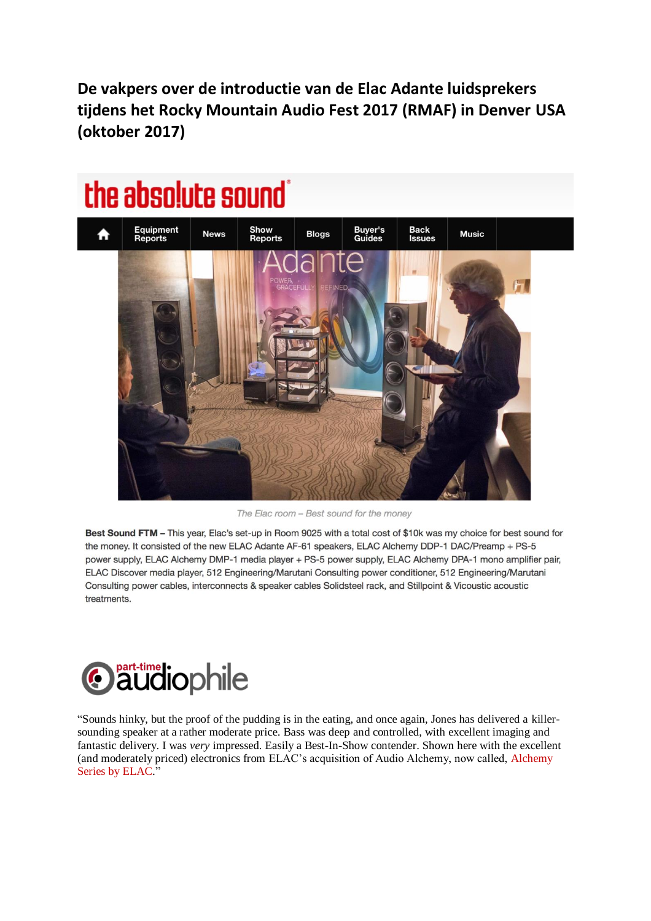# De vakpers over de introductie van de Elac Adante luidsprekers tijdens het Rocky Mountain Audio Fest 2017 (RMAF) in Denver USA (oktober 2017)

the absolute sound

Equipment Reports | News | Show Reports | Blogs | Buyer's Guides | Back Issues | Music

*The Elac room – Best sound for the money*

**Best Sound FTM –** This year, Elac's set-up in Room 9025 with a total cost of $10k was my choice for best sound for the money. It consisted of the new ELAC Adante AF-61 speakers, ELAC Alchemy DDP-1 DAC/Preamp + PS-5 power supply, ELAC Alchemy DMP-1 media player + PS-5 power supply, ELAC Alchemy DPA-1 mono amplifier pair, ELAC Discover media player, 512 Engineering/Marutani Consulting power conditioner, 512 Engineering/Marutani Consulting power cables, interconnects & speaker cables Solidsteel rack, and Stillpoint & Vicoustic acoustic treatments.

part-time audiophile

"Sounds hinky, but the proof of the pudding is in the eating, and once again, Jones has delivered a killer-sounding speaker at a rather moderate price. Bass was deep and controlled, with excellent imaging and fantastic delivery. I was *very* impressed. Easily a Best-In-Show contender. Shown here with the excellent (and moderately priced) electronics from ELAC's acquisition of Audio Alchemy, now called, Alchemy Series by ELAC."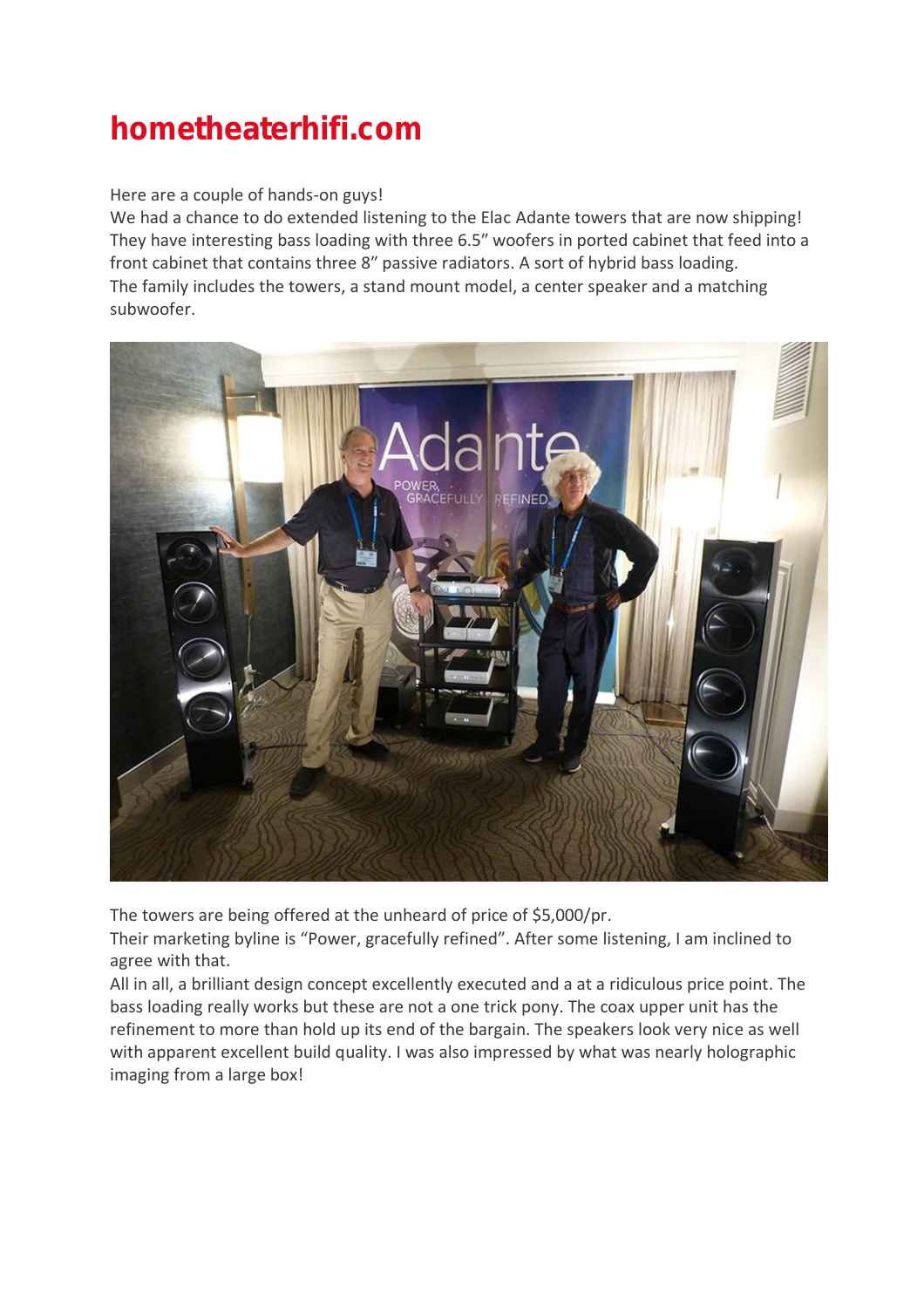# hometheaterhifi.com

Here are a couple of hands-on guys!
We had a chance to do extended listening to the Elac Adante towers that are now shipping! They have interesting bass loading with three 6.5" woofers in ported cabinet that feed into a front cabinet that contains three 8" passive radiators. A sort of hybrid bass loading.
The family includes the towers, a stand mount model, a center speaker and a matching subwoofer.

The towers are being offered at the unheard of price of $5,000/pr.
Their marketing byline is "Power, gracefully refined". After some listening, I am inclined to agree with that.
All in all, a brilliant design concept excellently executed and a at a ridiculous price point. The bass loading really works but these are not a one trick pony. The coax upper unit has the refinement to more than hold up its end of the bargain. The speakers look very nice as well with apparent excellent build quality. I was also impressed by what was nearly holographic imaging from a large box!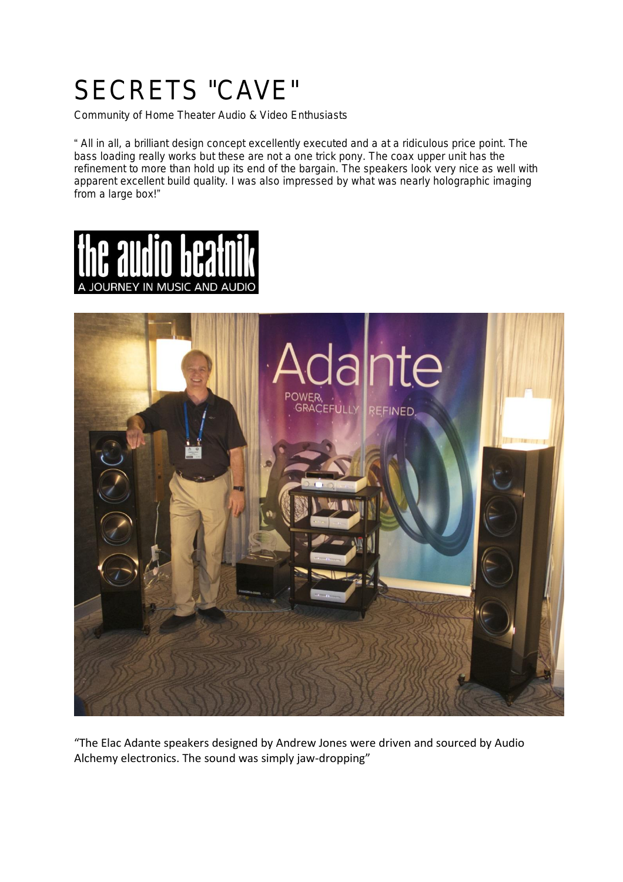# SECRETS "CAVE"

Community of Home Theater Audio & Video Enthusiasts

" All in all, a brilliant design concept excellently executed and a at a ridiculous price point. The bass loading really works but these are not a one trick pony. The coax upper unit has the refinement to more than hold up its end of the bargain. The speakers look very nice as well with apparent excellent build quality. I was also impressed by what was nearly holographic imaging from a large box!"

# the audio beatnik

A JOURNEY IN MUSIC AND AUDIO

"The Elac Adante speakers designed by Andrew Jones were driven and sourced by Audio Alchemy electronics. The sound was simply jaw-dropping"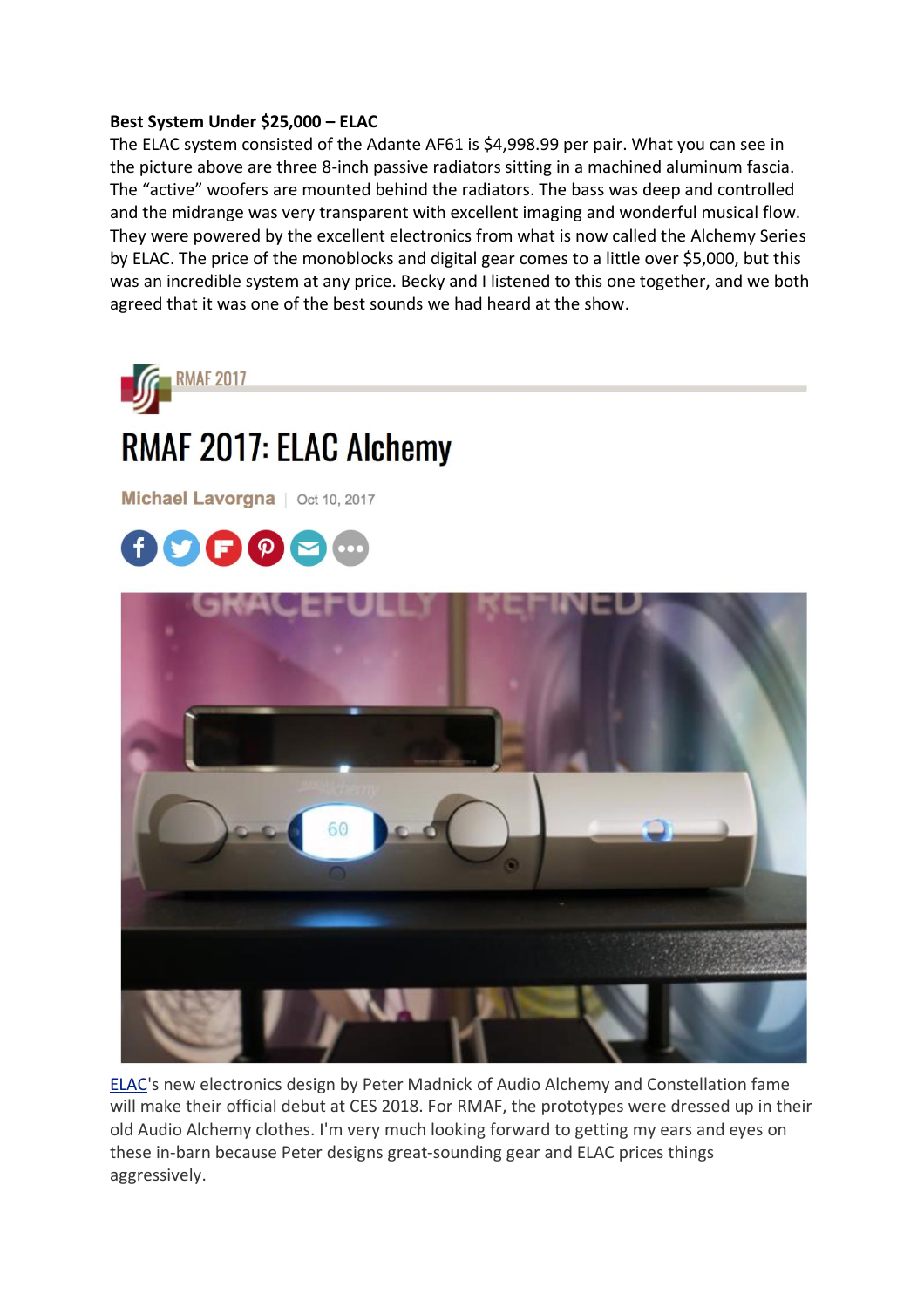**Best System Under $25,000 – ELAC**

The ELAC system consisted of the Adante AF61 is $4,998.99 per pair. What you can see in the picture above are three 8-inch passive radiators sitting in a machined aluminum fascia. The "active" woofers are mounted behind the radiators. The bass was deep and controlled and the midrange was very transparent with excellent imaging and wonderful musical flow. They were powered by the excellent electronics from what is now called the Alchemy Series by ELAC. The price of the monoblocks and digital gear comes to a little over $5,000, but this was an incredible system at any price. Becky and I listened to this one together, and we both agreed that it was one of the best sounds we had heard at the show.

RMAF 2017

# RMAF 2017: ELAC Alchemy

**Michael Lavorgna** | Oct 10, 2017

ELAC's new electronics design by Peter Madnick of Audio Alchemy and Constellation fame will make their official debut at CES 2018. For RMAF, the prototypes were dressed up in their old Audio Alchemy clothes. I'm very much looking forward to getting my ears and eyes on these in-barn because Peter designs great-sounding gear and ELAC prices things aggressively.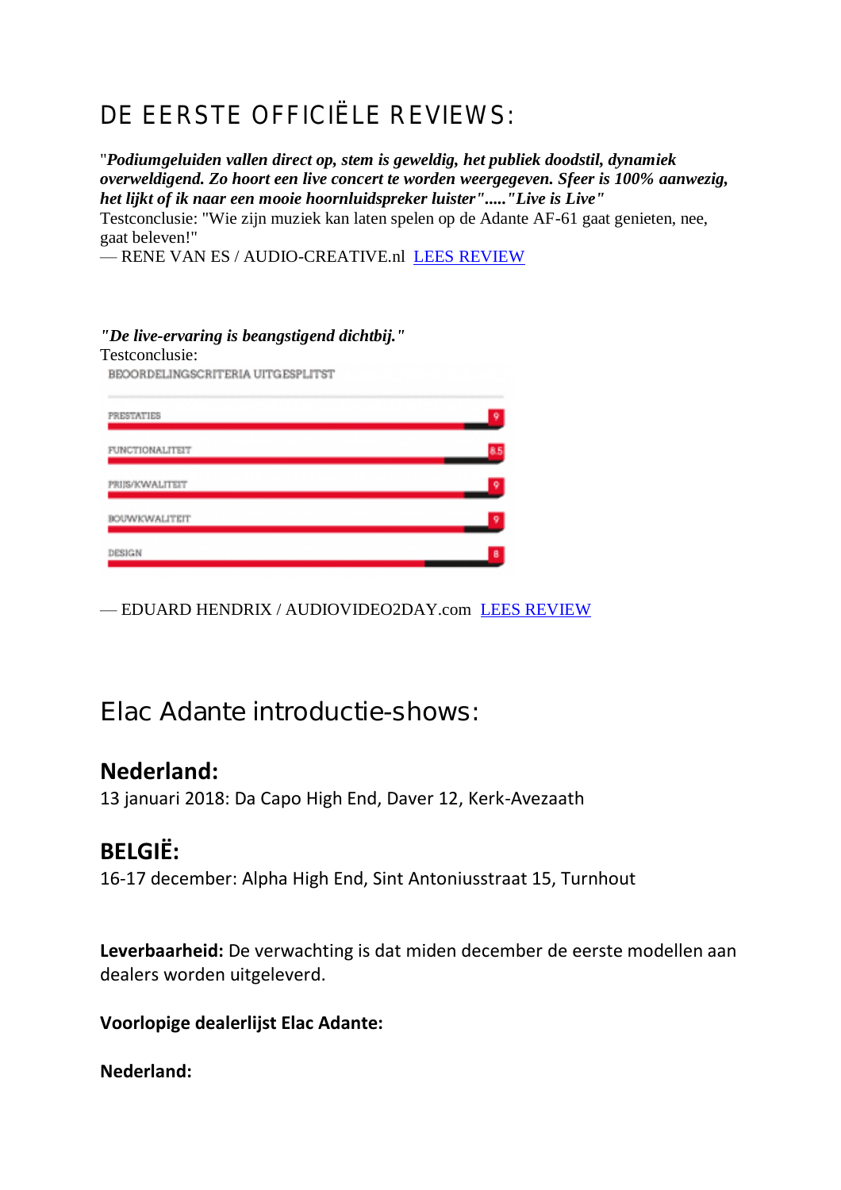# DE EERSTE OFFICIËLE REVIEWS:

"***Podiumgeluiden vallen direct op, stem is geweldig, het publiek doodstil, dynamiek overweldigend. Zo hoort een live concert te worden weergegeven. Sfeer is 100% aanwezig, het lijkt of ik naar een mooie hoornluidspreker luister".....*"*Live is Live*"
Testconclusie: "Wie zijn muziek kan laten spelen op de Adante AF-61 gaat genieten, nee, gaat beleven!"
— RENE VAN ES / AUDIO-CREATIVE.nl LEES REVIEW

***"De live-ervaring is beangstigend dichtbij."***
Testconclusie:

BEOORDELINGSCRITERIA UITGESPLITST

| Criterium | Score |
|---|---|
| PRESTATIES | 9 |
| FUNCTIONALITEIT | 8.5 |
| PRIJS/KWALITEIT | 9 |
| BOUWKWALITEIT | 9 |
| DESIGN | 8 |

— EDUARD HENDRIX / AUDIOVIDEO2DAY.com LEES REVIEW

# Elac Adante introductie-shows:

## Nederland:

13 januari 2018: Da Capo High End, Daver 12, Kerk-Avezaath

## BELGIË:

16-17 december: Alpha High End, Sint Antoniusstraat 15, Turnhout

**Leverbaarheid:** De verwachting is dat miden december de eerste modellen aan dealers worden uitgeleverd.

**Voorlopige dealerlijst Elac Adante:**

**Nederland:**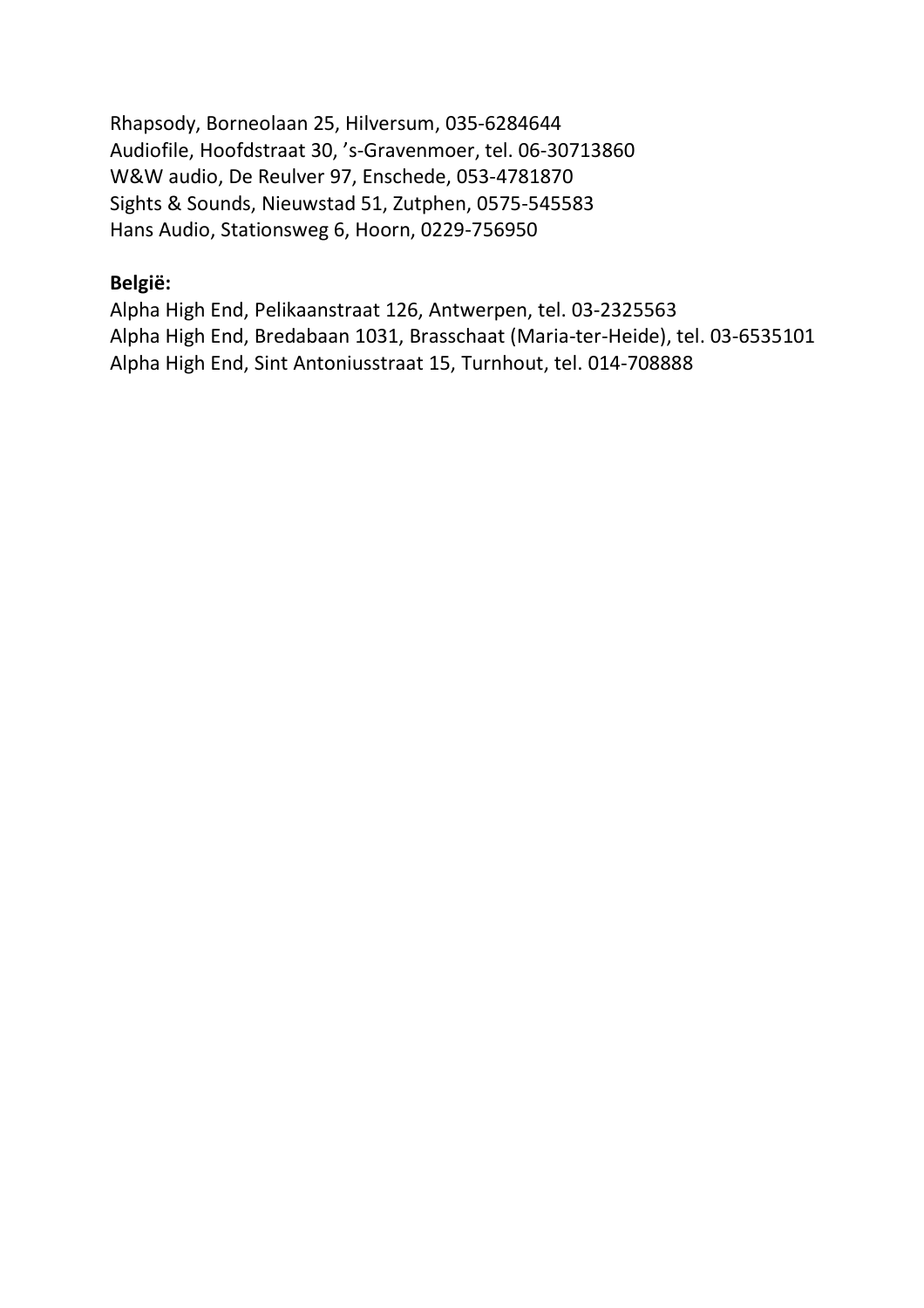Rhapsody, Borneolaan 25, Hilversum, 035-6284644
Audiofile, Hoofdstraat 30, ’s-Gravenmoer, tel. 06-30713860
W&W audio, De Reulver 97, Enschede, 053-4781870
Sights & Sounds, Nieuwstad 51, Zutphen, 0575-545583
Hans Audio, Stationsweg 6, Hoorn, 0229-756950

**België:**

Alpha High End, Pelikaanstraat 126, Antwerpen, tel. 03-2325563
Alpha High End, Bredabaan 1031, Brasschaat (Maria-ter-Heide), tel. 03-6535101
Alpha High End, Sint Antoniusstraat 15, Turnhout, tel. 014-708888